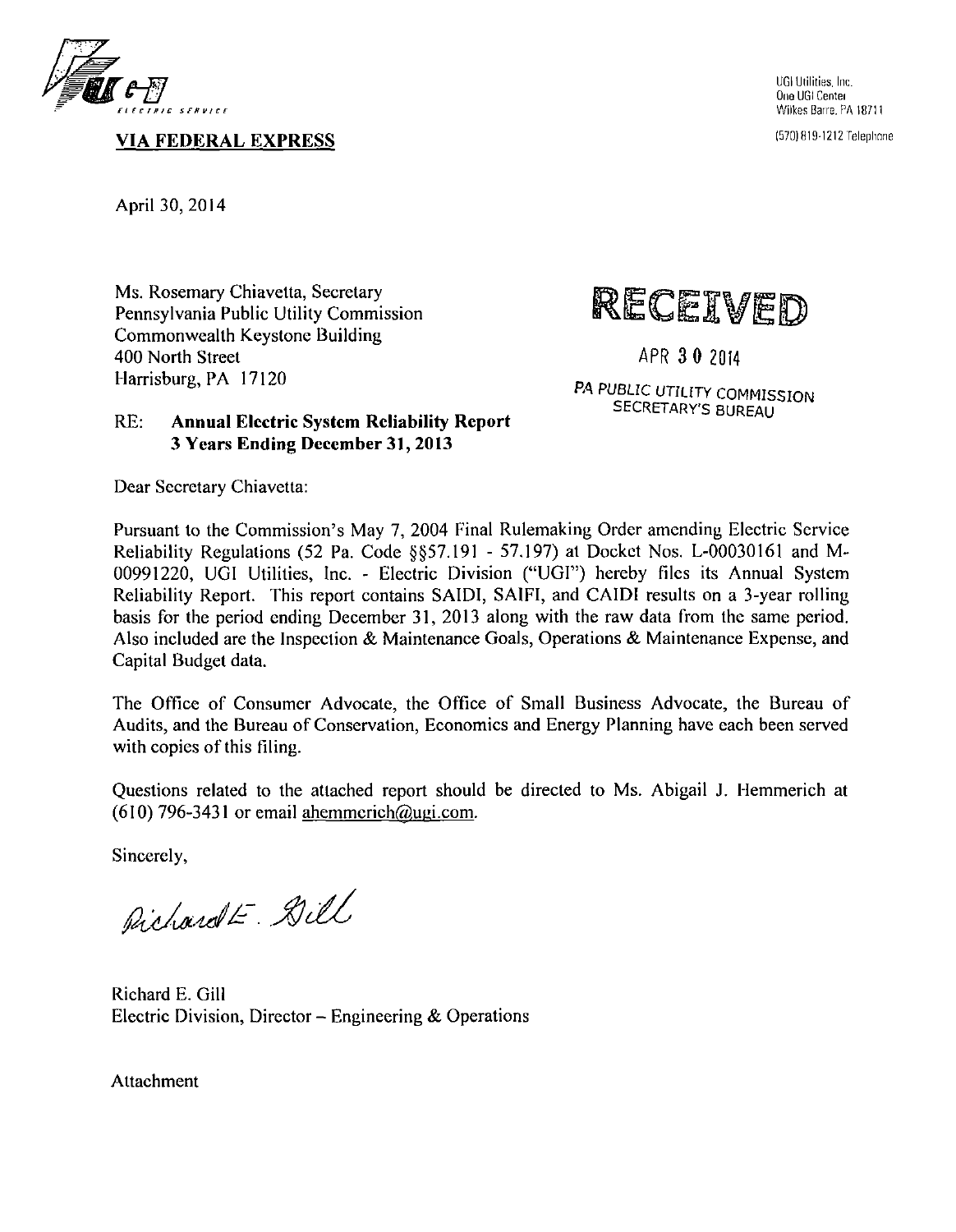UGI Utilities, Inc.
One UGI Center
Wilkes Barre, PA 18711

(570) 819-1212 Telephone

**VIA FEDERAL EXPRESS**

April 30, 2014

Ms. Rosemary Chiavetta, Secretary
Pennsylvania Public Utility Commission
Commonwealth Keystone Building
400 North Street
Harrisburg, PA 17120

RECEIVED

APR 30 2014

PA PUBLIC UTILITY COMMISSION
SECRETARY'S BUREAU

RE: **Annual Electric System Reliability Report**
**3 Years Ending December 31, 2013**

Dear Secretary Chiavetta:

Pursuant to the Commission's May 7, 2004 Final Rulemaking Order amending Electric Service Reliability Regulations (52 Pa. Code §§57.191 - 57.197) at Docket Nos. L-00030161 and M-00991220, UGI Utilities, Inc. - Electric Division ("UGI") hereby files its Annual System Reliability Report. This report contains SAIDI, SAIFI, and CAIDI results on a 3-year rolling basis for the period ending December 31, 2013 along with the raw data from the same period. Also included are the Inspection & Maintenance Goals, Operations & Maintenance Expense, and Capital Budget data.

The Office of Consumer Advocate, the Office of Small Business Advocate, the Bureau of Audits, and the Bureau of Conservation, Economics and Energy Planning have each been served with copies of this filing.

Questions related to the attached report should be directed to Ms. Abigail J. Hemmerich at (610) 796-3431 or email ahemmerich@ugi.com.

Sincerely,

Richard E. Gill

Richard E. Gill
Electric Division, Director – Engineering & Operations

Attachment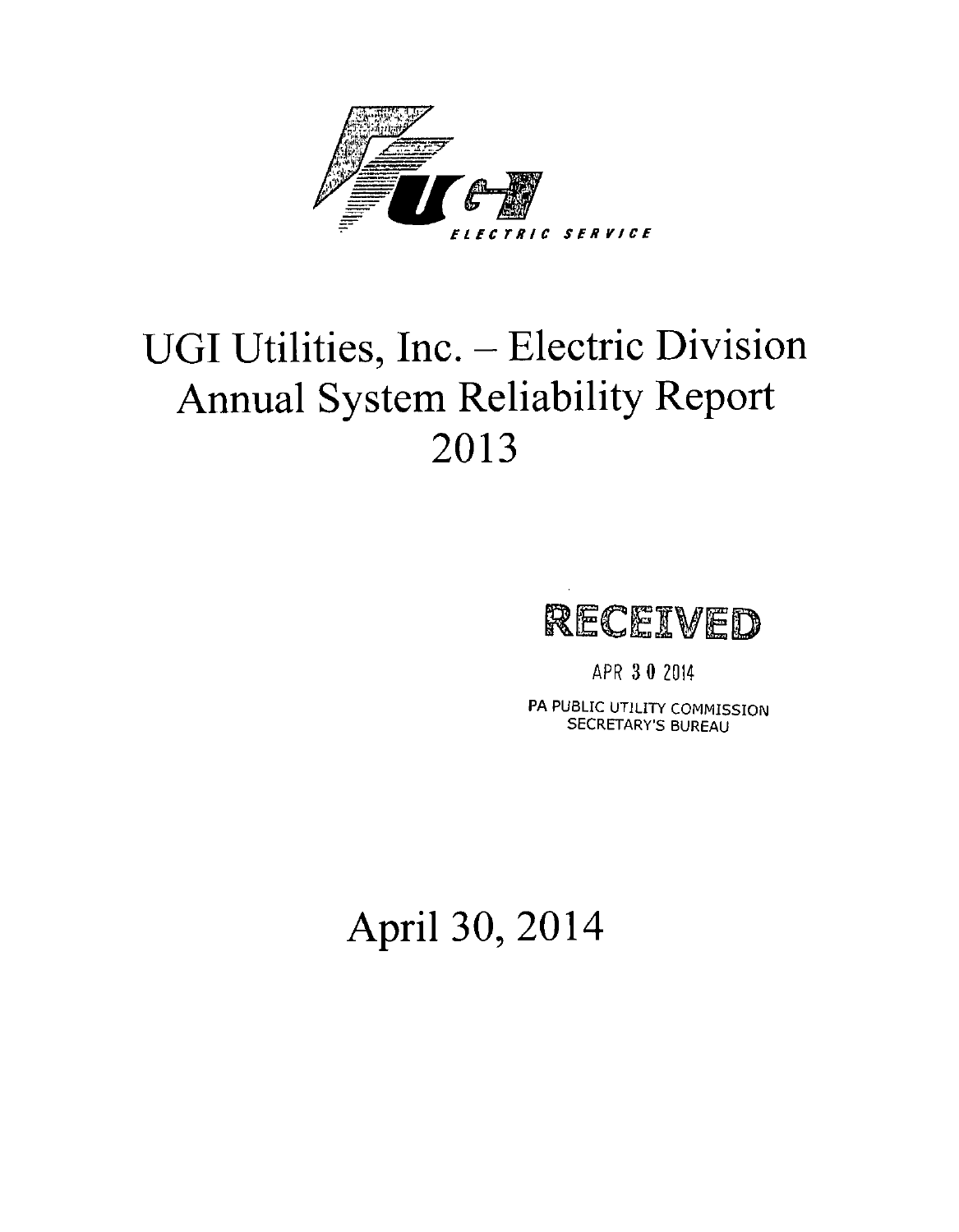UGI ELECTRIC SERVICE

# UGI Utilities, Inc. – Electric Division Annual System Reliability Report 2013

RECEIVED

APR 30 2014

PA PUBLIC UTILITY COMMISSION
SECRETARY'S BUREAU

April 30, 2014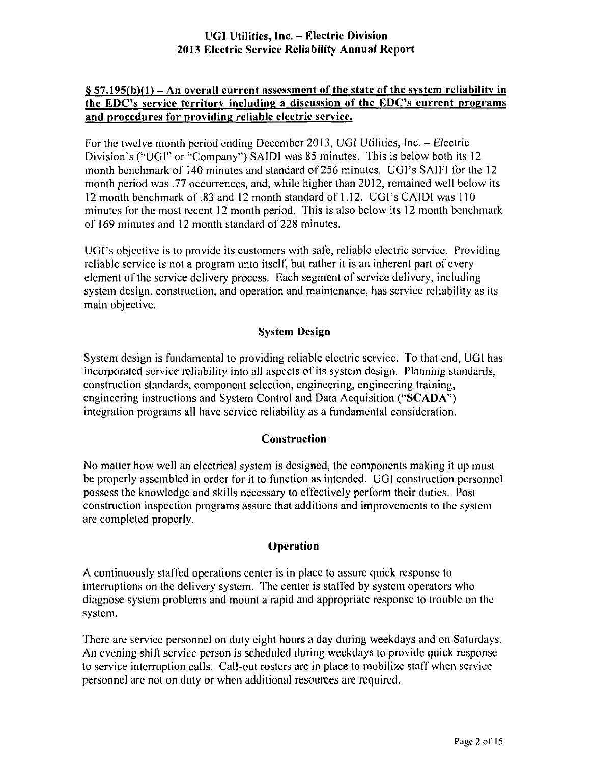**§ 57.195(b)(1) – An overall current assessment of the state of the system reliability in the EDC's service territory including a discussion of the EDC's current programs and procedures for providing reliable electric service.**

For the twelve month period ending December 2013, UGI Utilities, Inc. – Electric Division's ("UGI" or "Company") SAIDI was 85 minutes. This is below both its 12 month benchmark of 140 minutes and standard of 256 minutes. UGI's SAIFI for the 12 month period was .77 occurrences, and, while higher than 2012, remained well below its 12 month benchmark of .83 and 12 month standard of 1.12. UGI's CAIDI was 110 minutes for the most recent 12 month period. This is also below its 12 month benchmark of 169 minutes and 12 month standard of 228 minutes.

UGI's objective is to provide its customers with safe, reliable electric service. Providing reliable service is not a program unto itself, but rather it is an inherent part of every element of the service delivery process. Each segment of service delivery, including system design, construction, and operation and maintenance, has service reliability as its main objective.

## System Design

System design is fundamental to providing reliable electric service. To that end, UGI has incorporated service reliability into all aspects of its system design. Planning standards, construction standards, component selection, engineering, engineering training, engineering instructions and System Control and Data Acquisition ("**SCADA**") integration programs all have service reliability as a fundamental consideration.

## Construction

No matter how well an electrical system is designed, the components making it up must be properly assembled in order for it to function as intended. UGI construction personnel possess the knowledge and skills necessary to effectively perform their duties. Post construction inspection programs assure that additions and improvements to the system are completed properly.

## Operation

A continuously staffed operations center is in place to assure quick response to interruptions on the delivery system. The center is staffed by system operators who diagnose system problems and mount a rapid and appropriate response to trouble on the system.

There are service personnel on duty eight hours a day during weekdays and on Saturdays. An evening shift service person is scheduled during weekdays to provide quick response to service interruption calls. Call-out rosters are in place to mobilize staff when service personnel are not on duty or when additional resources are required.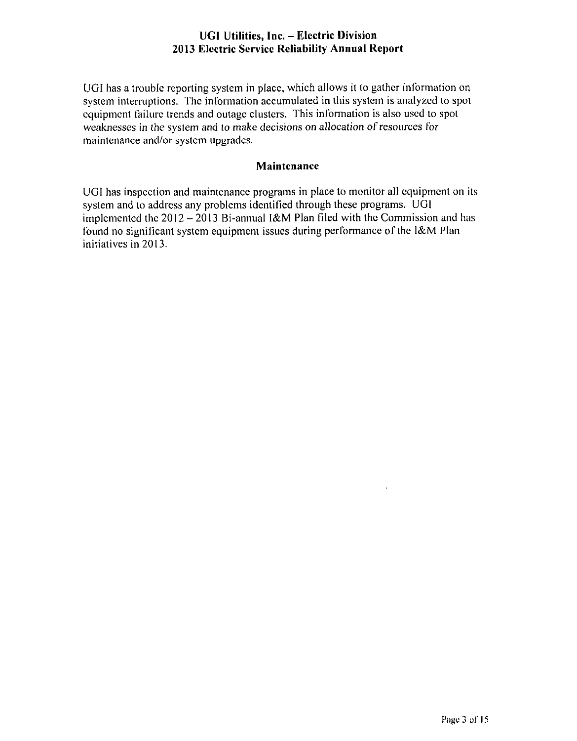UGI has a trouble reporting system in place, which allows it to gather information on system interruptions. The information accumulated in this system is analyzed to spot equipment failure trends and outage clusters. This information is also used to spot weaknesses in the system and to make decisions on allocation of resources for maintenance and/or system upgrades.

## Maintenance

UGI has inspection and maintenance programs in place to monitor all equipment on its system and to address any problems identified through these programs. UGI implemented the 2012 – 2013 Bi-annual I&M Plan filed with the Commission and has found no significant system equipment issues during performance of the I&M Plan initiatives in 2013.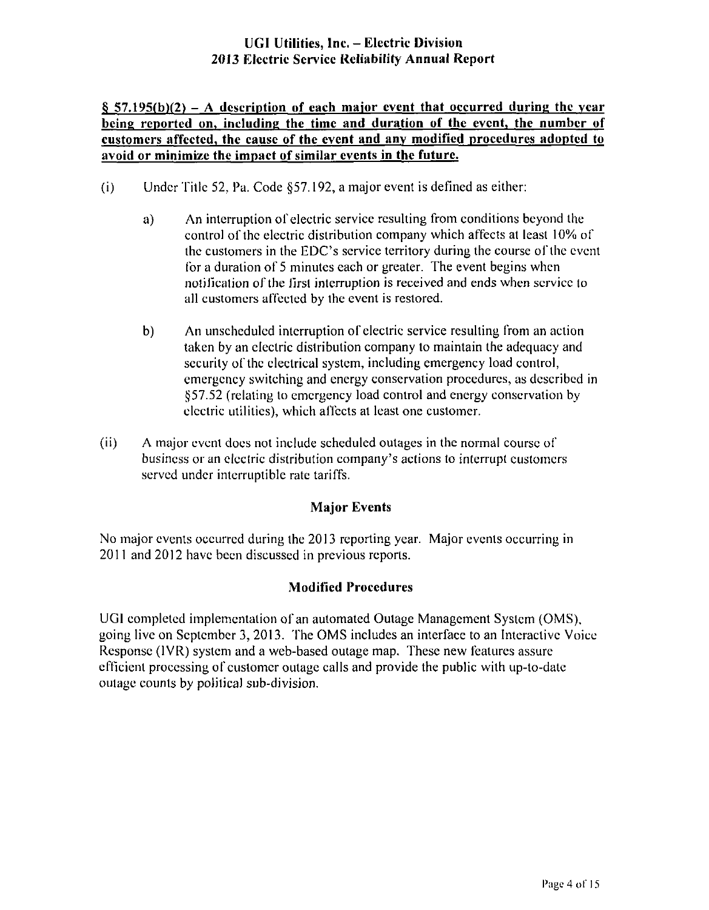**§ 57.195(b)(2) – A description of each major event that occurred during the year being reported on, including the time and duration of the event, the number of customers affected, the cause of the event and any modified procedures adopted to avoid or minimize the impact of similar events in the future.**

(i) Under Title 52, Pa. Code §57.192, a major event is defined as either:

a) An interruption of electric service resulting from conditions beyond the control of the electric distribution company which affects at least 10% of the customers in the EDC's service territory during the course of the event for a duration of 5 minutes each or greater. The event begins when notification of the first interruption is received and ends when service to all customers affected by the event is restored.

b) An unscheduled interruption of electric service resulting from an action taken by an electric distribution company to maintain the adequacy and security of the electrical system, including emergency load control, emergency switching and energy conservation procedures, as described in §57.52 (relating to emergency load control and energy conservation by electric utilities), which affects at least one customer.

(ii) A major event does not include scheduled outages in the normal course of business or an electric distribution company's actions to interrupt customers served under interruptible rate tariffs.

## Major Events

No major events occurred during the 2013 reporting year. Major events occurring in 2011 and 2012 have been discussed in previous reports.

## Modified Procedures

UGI completed implementation of an automated Outage Management System (OMS), going live on September 3, 2013. The OMS includes an interface to an Interactive Voice Response (IVR) system and a web-based outage map. These new features assure efficient processing of customer outage calls and provide the public with up-to-date outage counts by political sub-division.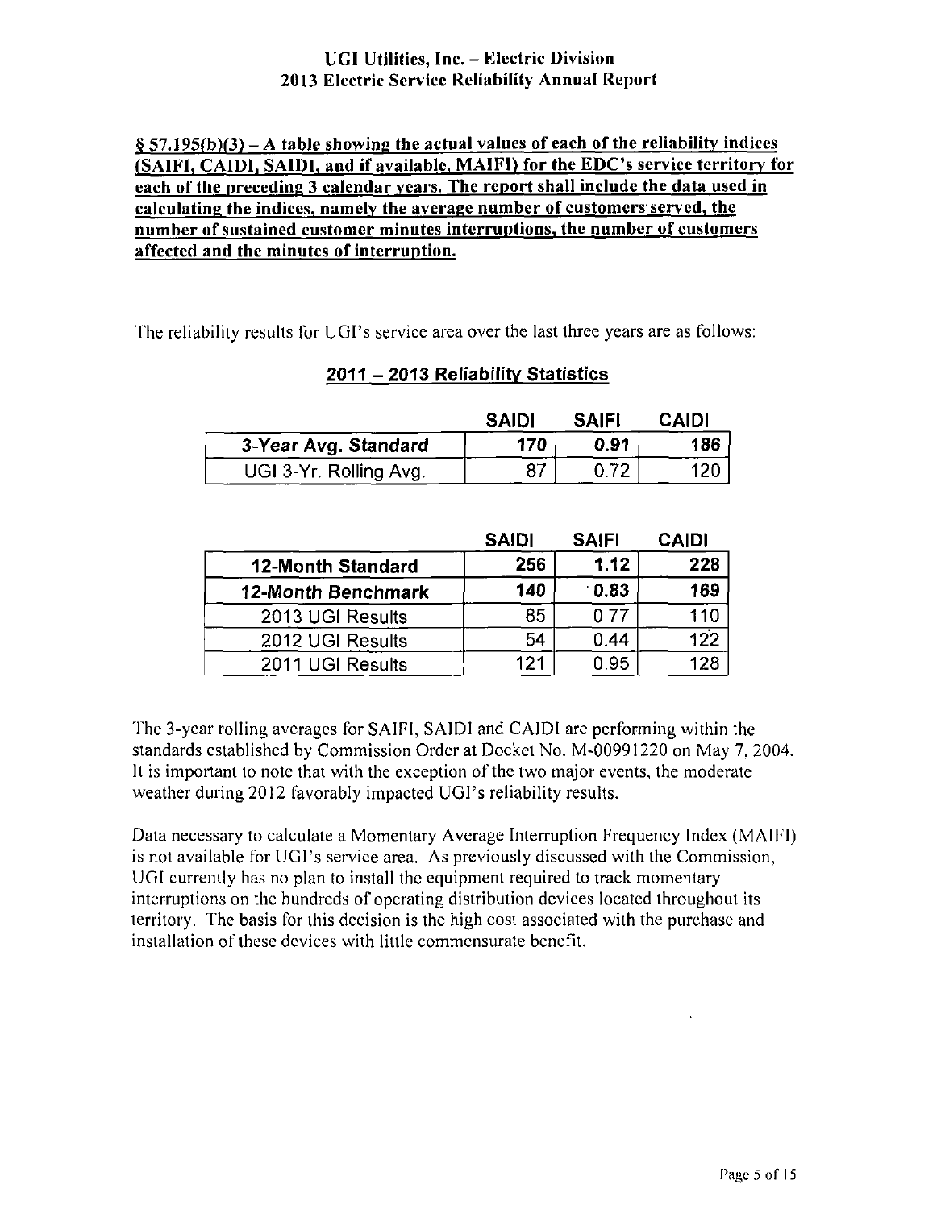**§ 57.195(b)(3) – A table showing the actual values of each of the reliability indices (SAIFI, CAIDI, SAIDI, and if available, MAIFI) for the EDC's service territory for each of the preceding 3 calendar years. The report shall include the data used in calculating the indices, namely the average number of customers served, the number of sustained customer minutes interruptions, the number of customers affected and the minutes of interruption.**

The reliability results for UGI's service area over the last three years are as follows:

## 2011 – 2013 Reliability Statistics

| | SAIDI | SAIFI | CAIDI |
|---|---|---|---|
| **3-Year Avg. Standard** | **170** | **0.91** | **186** |
| UGI 3-Yr. Rolling Avg. | 87 | 0.72 | 120 |

| | SAIDI | SAIFI | CAIDI |
|---|---|---|---|
| **12-Month Standard** | **256** | **1.12** | **228** |
| **12-Month Benchmark** | **140** | **0.83** | **169** |
| 2013 UGI Results | 85 | 0.77 | 110 |
| 2012 UGI Results | 54 | 0.44 | 122 |
| 2011 UGI Results | 121 | 0.95 | 128 |

The 3-year rolling averages for SAIFI, SAIDI and CAIDI are performing within the standards established by Commission Order at Docket No. M-00991220 on May 7, 2004. It is important to note that with the exception of the two major events, the moderate weather during 2012 favorably impacted UGI's reliability results.

Data necessary to calculate a Momentary Average Interruption Frequency Index (MAIFI) is not available for UGI's service area. As previously discussed with the Commission, UGI currently has no plan to install the equipment required to track momentary interruptions on the hundreds of operating distribution devices located throughout its territory. The basis for this decision is the high cost associated with the purchase and installation of these devices with little commensurate benefit.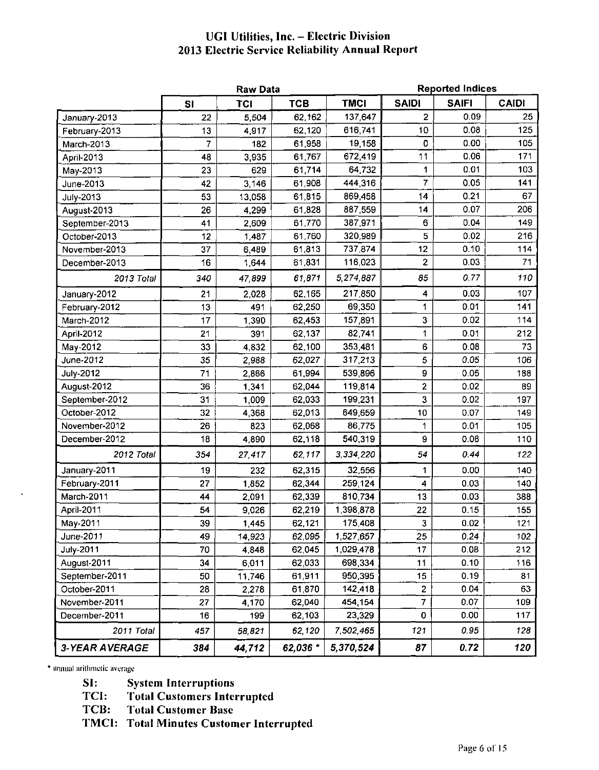# UGI Utilities, Inc. – Electric Division
## 2013 Electric Service Reliability Annual Report

| | Raw Data | | | | Reported Indices | | |
|---|---|---|---|---|---|---|---|
| | SI | TCI | TCB | TMCI | SAIDI | SAIFI | CAIDI |
| January-2013 | 22 | 5,504 | 62,162 | 137,647 | 2 | 0.09 | 25 |
| February-2013 | 13 | 4,917 | 62,120 | 616,741 | 10 | 0.08 | 125 |
| March-2013 | 7 | 182 | 61,958 | 19,158 | 0 | 0.00 | 105 |
| April-2013 | 48 | 3,935 | 61,767 | 672,419 | 11 | 0.06 | 171 |
| May-2013 | 23 | 629 | 61,714 | 64,732 | 1 | 0.01 | 103 |
| June-2013 | 42 | 3,146 | 61,908 | 444,316 | 7 | 0.05 | 141 |
| July-2013 | 53 | 13,058 | 61,815 | 869,458 | 14 | 0.21 | 67 |
| August-2013 | 26 | 4,299 | 61,828 | 887,559 | 14 | 0.07 | 206 |
| September-2013 | 41 | 2,609 | 61,770 | 387,971 | 6 | 0.04 | 149 |
| October-2013 | 12 | 1,487 | 61,760 | 320,989 | 5 | 0.02 | 216 |
| November-2013 | 37 | 6,489 | 61,813 | 737,874 | 12 | 0.10 | 114 |
| December-2013 | 16 | 1,644 | 61,831 | 116,023 | 2 | 0.03 | 71 |
| *2013 Total* | *340* | *47,899* | *61,871* | *5,274,887* | *85* | *0.77* | *110* |
| January-2012 | 21 | 2,028 | 62,165 | 217,850 | 4 | 0.03 | 107 |
| February-2012 | 13 | 491 | 62,250 | 69,350 | 1 | 0.01 | 141 |
| March-2012 | 17 | 1,390 | 62,453 | 157,891 | 3 | 0.02 | 114 |
| April-2012 | 21 | 391 | 62,137 | 82,741 | 1 | 0.01 | 212 |
| May-2012 | 33 | 4,832 | 62,100 | 353,481 | 6 | 0.08 | 73 |
| June-2012 | 35 | 2,988 | 62,027 | 317,213 | 5 | 0.05 | 106 |
| July-2012 | 71 | 2,866 | 61,994 | 539,896 | 9 | 0.05 | 188 |
| August-2012 | 36 | 1,341 | 62,044 | 119,814 | 2 | 0.02 | 89 |
| September-2012 | 31 | 1,009 | 62,033 | 199,231 | 3 | 0.02 | 197 |
| October-2012 | 32 | 4,368 | 62,013 | 649,659 | 10 | 0.07 | 149 |
| November-2012 | 26 | 823 | 62,068 | 86,775 | 1 | 0.01 | 105 |
| December-2012 | 18 | 4,890 | 62,118 | 540,319 | 9 | 0.08 | 110 |
| *2012 Total* | *354* | *27,417* | *62,117* | *3,334,220* | *54* | *0.44* | *122* |
| January-2011 | 19 | 232 | 62,315 | 32,556 | 1 | 0.00 | 140 |
| February-2011 | 27 | 1,852 | 62,344 | 259,124 | 4 | 0.03 | 140 |
| March-2011 | 44 | 2,091 | 62,339 | 810,734 | 13 | 0.03 | 388 |
| April-2011 | 54 | 9,026 | 62,219 | 1,398,878 | 22 | 0.15 | 155 |
| May-2011 | 39 | 1,445 | 62,121 | 175,408 | 3 | 0.02 | 121 |
| June-2011 | 49 | 14,923 | 62,095 | 1,527,657 | 25 | 0.24 | 102 |
| July-2011 | 70 | 4,848 | 62,045 | 1,029,478 | 17 | 0.08 | 212 |
| August-2011 | 34 | 6,011 | 62,033 | 698,334 | 11 | 0.10 | 116 |
| September-2011 | 50 | 11,746 | 61,911 | 950,395 | 15 | 0.19 | 81 |
| October-2011 | 28 | 2,278 | 61,870 | 142,418 | 2 | 0.04 | 63 |
| November-2011 | 27 | 4,170 | 62,040 | 454,154 | 7 | 0.07 | 109 |
| December-2011 | 16 | 199 | 62,103 | 23,329 | 0 | 0.00 | 117 |
| *2011 Total* | *457* | *58,821* | *62,120* | *7,502,465* | *121* | *0.95* | *128* |
| **3-YEAR AVERAGE** | **384** | **44,712** | **62,036 *** | **5,370,524** | **87** | **0.72** | **120** |

* annual arithmetic average

**SI:** System Interruptions
**TCI:** Total Customers Interrupted
**TCB:** Total Customer Base
**TMCI:** Total Minutes Customer Interrupted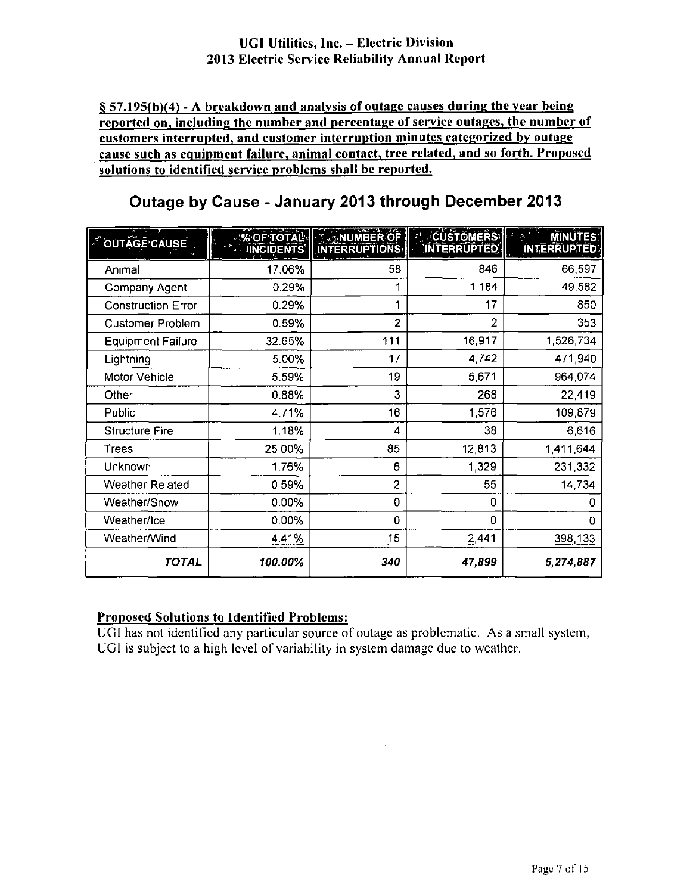# UGI Utilities, Inc. – Electric Division
# 2013 Electric Service Reliability Annual Report

**§ 57.195(b)(4) - A breakdown and analysis of outage causes during the year being reported on, including the number and percentage of service outages, the number of customers interrupted, and customer interruption minutes categorized by outage cause such as equipment failure, animal contact, tree related, and so forth. Proposed solutions to identified service problems shall be reported.**

## Outage by Cause - January 2013 through December 2013

| OUTAGE CAUSE | % OF TOTAL INCIDENTS | NUMBER OF INTERRUPTIONS | CUSTOMERS INTERRUPTED | MINUTES INTERRUPTED |
|---|---|---|---|---|
| Animal | 17.06% | 58 | 846 | 66,597 |
| Company Agent | 0.29% | 1 | 1,184 | 49,582 |
| Construction Error | 0.29% | 1 | 17 | 850 |
| Customer Problem | 0.59% | 2 | 2 | 353 |
| Equipment Failure | 32.65% | 111 | 16,917 | 1,526,734 |
| Lightning | 5.00% | 17 | 4,742 | 471,940 |
| Motor Vehicle | 5.59% | 19 | 5,671 | 964,074 |
| Other | 0.88% | 3 | 268 | 22,419 |
| Public | 4.71% | 16 | 1,576 | 109,879 |
| Structure Fire | 1.18% | 4 | 38 | 6,616 |
| Trees | 25.00% | 85 | 12,813 | 1,411,644 |
| Unknown | 1.76% | 6 | 1,329 | 231,332 |
| Weather Related | 0.59% | 2 | 55 | 14,734 |
| Weather/Snow | 0.00% | 0 | 0 | 0 |
| Weather/Ice | 0.00% | 0 | 0 | 0 |
| Weather/Wind | 4.41% | 15 | 2,441 | 398,133 |
| ***TOTAL*** | ***100.00%*** | ***340*** | ***47,899*** | ***5,274,887*** |

**Proposed Solutions to Identified Problems:**

UGI has not identified any particular source of outage as problematic. As a small system, UGI is subject to a high level of variability in system damage due to weather.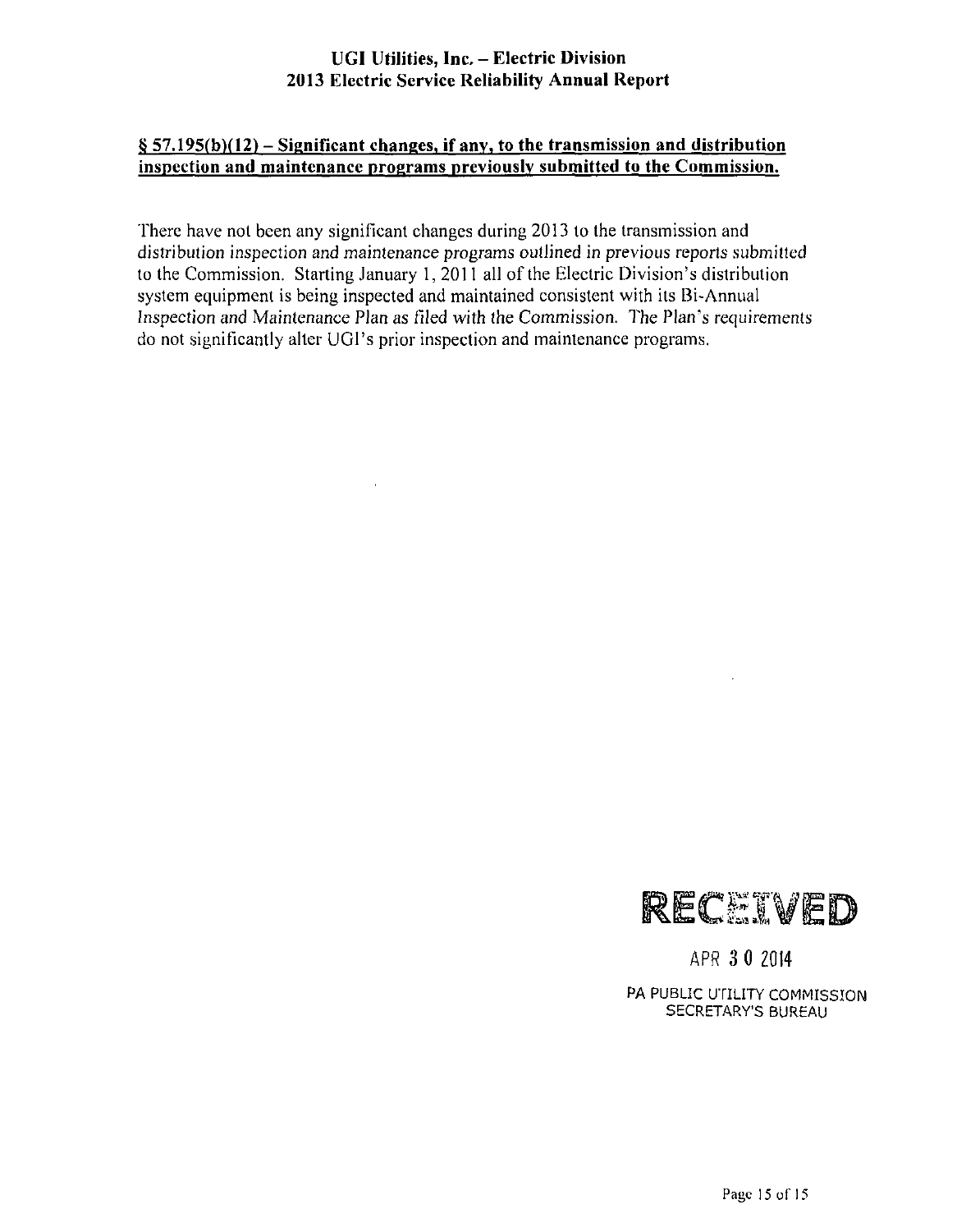## § 57.195(b)(12) – Significant changes, if any, to the transmission and distribution inspection and maintenance programs previously submitted to the Commission.

There have not been any significant changes during 2013 to the transmission and distribution inspection and maintenance programs outlined in previous reports submitted to the Commission. Starting January 1, 2011 all of the Electric Division's distribution system equipment is being inspected and maintained consistent with its Bi-Annual Inspection and Maintenance Plan as filed with the Commission. The Plan's requirements do not significantly alter UGI's prior inspection and maintenance programs.

RECEIVED

APR 30 2014

PA PUBLIC UTILITY COMMISSION
SECRETARY'S BUREAU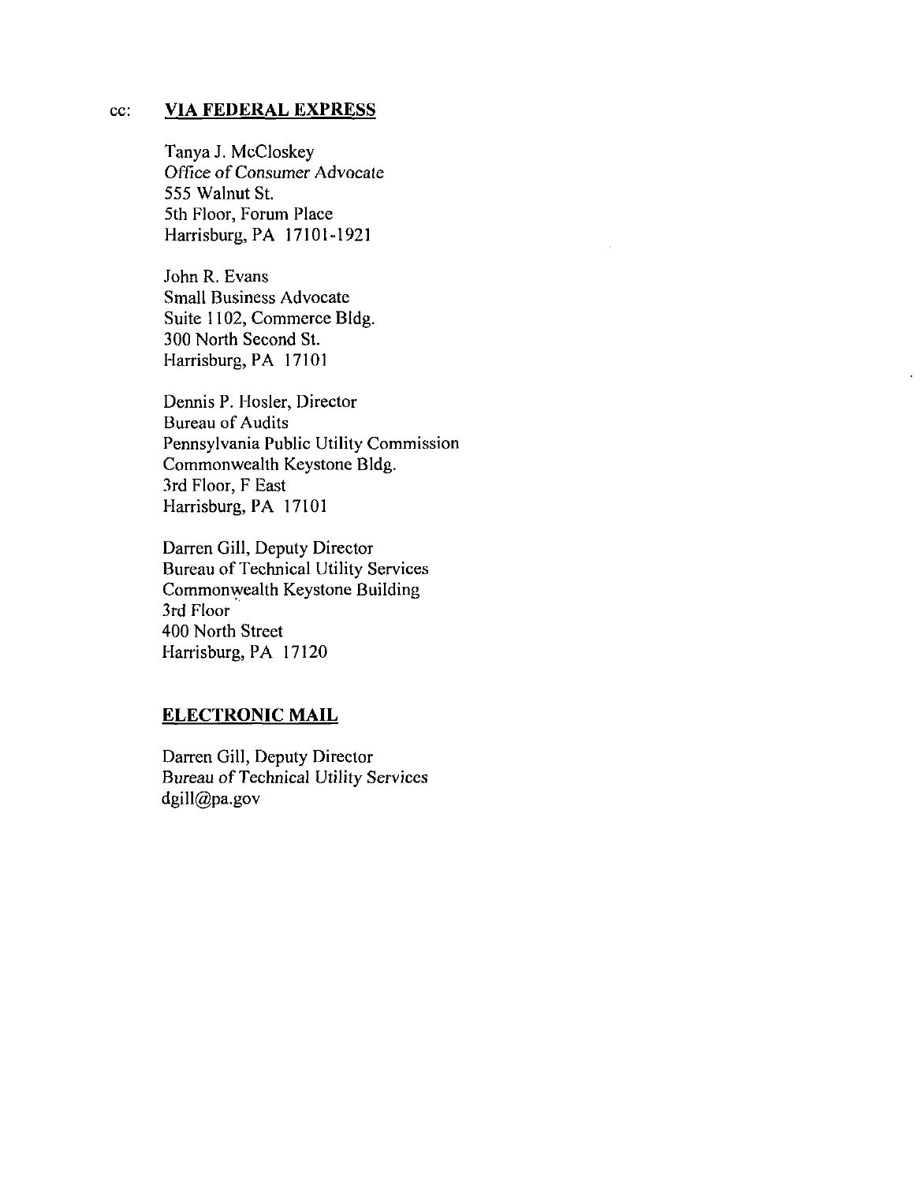cc: **VIA FEDERAL EXPRESS**

Tanya J. McCloskey
*Office of Consumer Advocate*
555 Walnut St.
5th Floor, Forum Place
Harrisburg, PA 17101-1921

John R. Evans
Small Business Advocate
Suite 1102, Commerce Bldg.
300 North Second St.
Harrisburg, PA 17101

Dennis P. Hosler, Director
Bureau of Audits
Pennsylvania Public Utility Commission
Commonwealth Keystone Bldg.
3rd Floor, F East
Harrisburg, PA 17101

Darren Gill, Deputy Director
Bureau of Technical Utility Services
Commonwealth Keystone Building
3rd Floor
400 North Street
Harrisburg, PA 17120

**ELECTRONIC MAIL**

Darren Gill, Deputy Director
Bureau of Technical Utility Services
dgill@pa.gov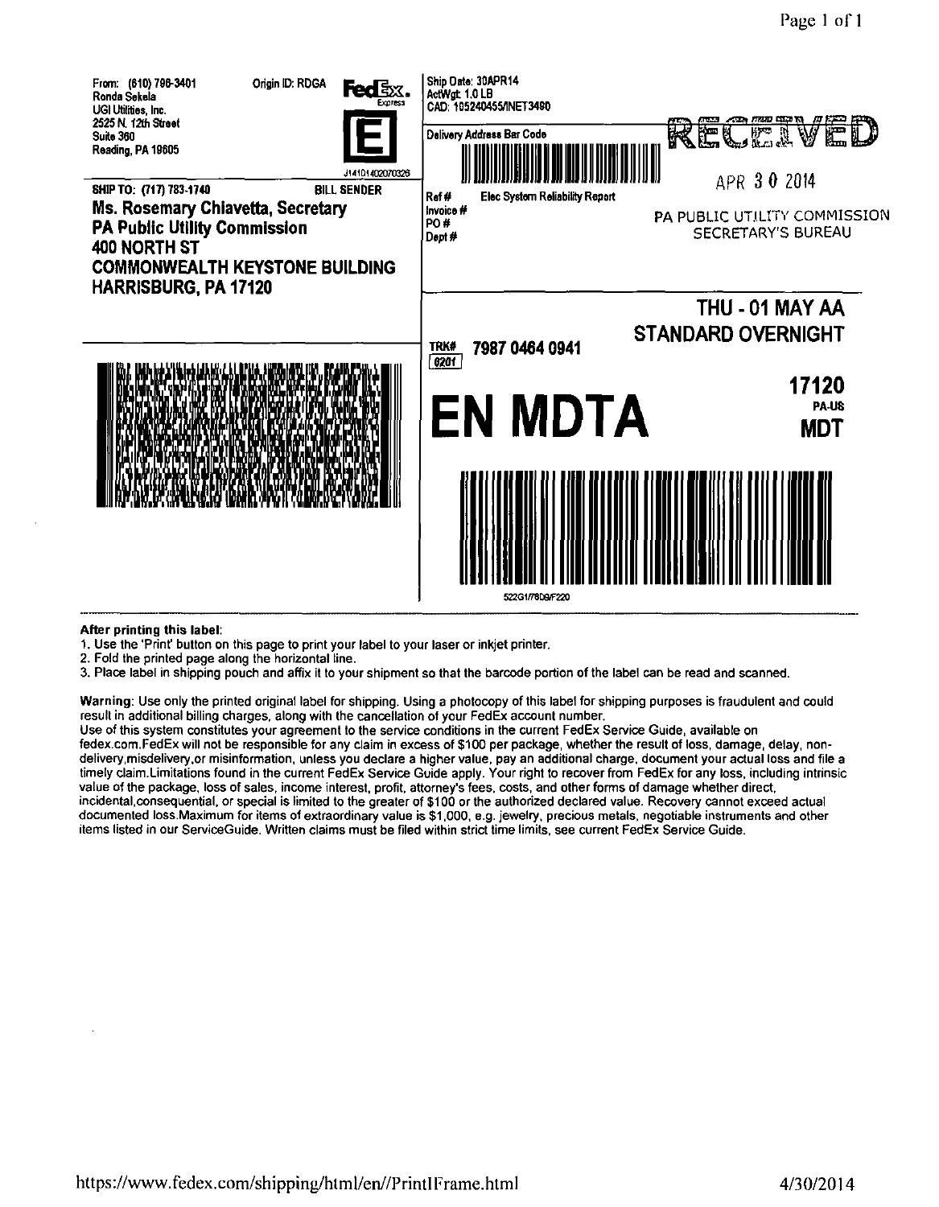From: (610) 796-3401
Ronda Sekela
UGI Utilities, Inc.
2525 N. 12th Street
Suite 360
Reading, PA 19605

Origin ID: RDGA

FedEx Express

E

J141014020703​26

SHIP TO: (717) 783-1740 BILL SENDER

**Ms. Rosemary Chiavetta, Secretary**
**PA Public Utility Commission**
**400 NORTH ST**
**COMMONWEALTH KEYSTONE BUILDING**
**HARRISBURG, PA 17120**

Ship Date: 30APR14
ActWgt: 1.0 LB
CAD: 105240455/INET3490

Delivery Address Bar Code

RECEIVED

APR 30 2014

PA PUBLIC UTILITY COMMISSION
SECRETARY'S BUREAU

Ref # Elec System Reliability Report
Invoice #
PO #
Dept #

**THU - 01 MAY AA**
**STANDARD OVERNIGHT**

TRK# 7987 0464 0941
0201

**EN MDTA**

**17120**
**PA-US**
**MDT**

522G1/78D9/F220

**After printing this label:**

1. Use the 'Print' button on this page to print your label to your laser or inkjet printer.
2. Fold the printed page along the horizontal line.
3. Place label in shipping pouch and affix it to your shipment so that the barcode portion of the label can be read and scanned.

**Warning**: Use only the printed original label for shipping. Using a photocopy of this label for shipping purposes is fraudulent and could result in additional billing charges, along with the cancellation of your FedEx account number.
Use of this system constitutes your agreement to the service conditions in the current FedEx Service Guide, available on fedex.com.FedEx will not be responsible for any claim in excess of $100 per package, whether the result of loss, damage, delay, non-delivery,misdelivery,or misinformation, unless you declare a higher value, pay an additional charge, document your actual loss and file a timely claim.Limitations found in the current FedEx Service Guide apply. Your right to recover from FedEx for any loss, including intrinsic value of the package, loss of sales, income interest, profit, attorney's fees, costs, and other forms of damage whether direct, incidental,consequential, or special is limited to the greater of $100 or the authorized declared value. Recovery cannot exceed actual documented loss.Maximum for items of extraordinary value is $1,000, e.g. jewelry, precious metals, negotiable instruments and other items listed in our ServiceGuide. Written claims must be filed within strict time limits, see current FedEx Service Guide.

https://www.fedex.com/shipping/html/en//PrintIFrame.html 4/30/2014